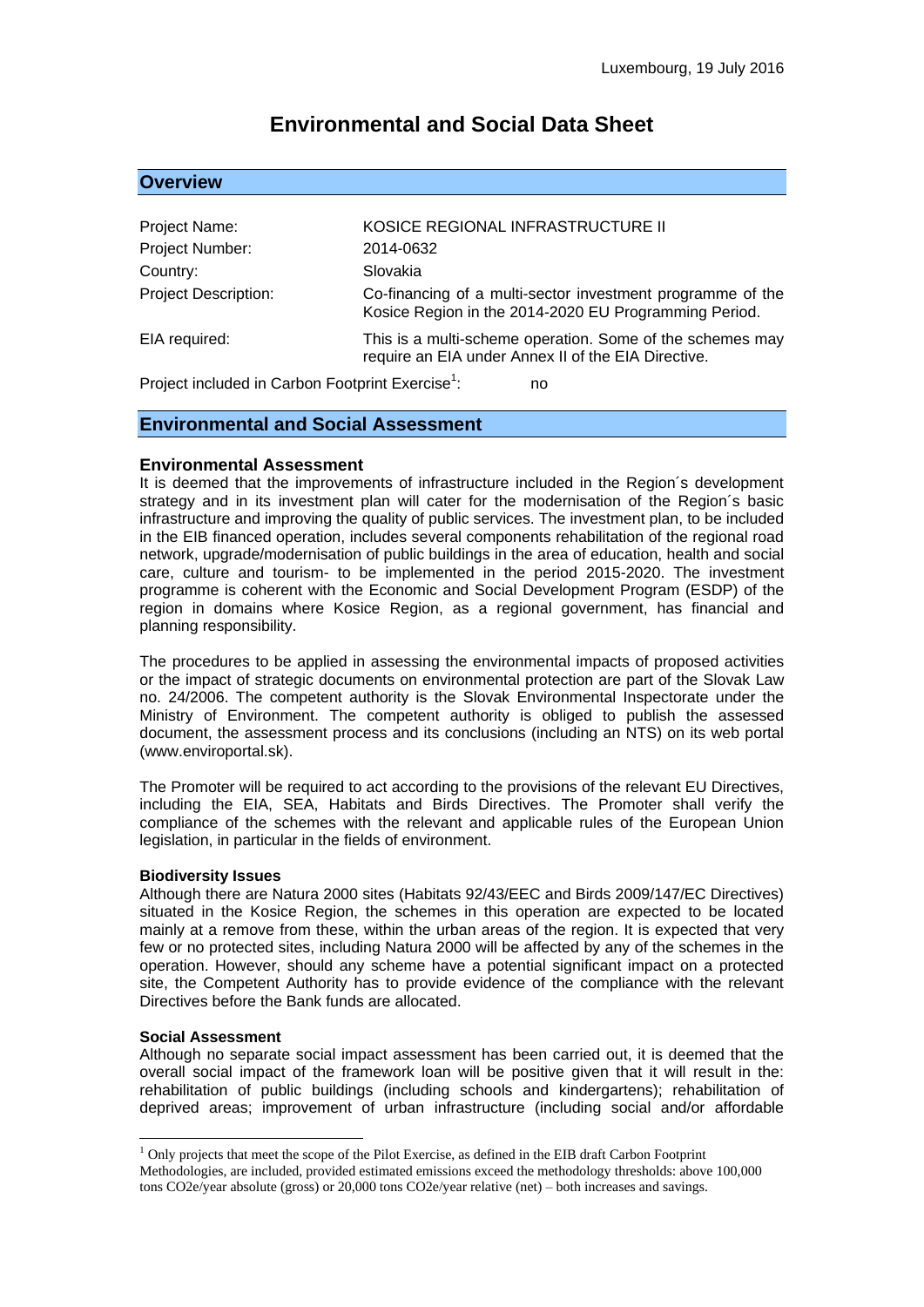Luxembourg, 19 July 2016

# Environmental and Social Data Sheet

## Overview

| | |
|---|---|
| Project Name: | KOSICE REGIONAL INFRASTRUCTURE II |
| Project Number: | 2014-0632 |
| Country: | Slovakia |
| Project Description: | Co-financing of a multi-sector investment programme of the Kosice Region in the 2014-2020 EU Programming Period. |
| EIA required: | This is a multi-scheme operation. Some of the schemes may require an EIA under Annex II of the EIA Directive. |

Project included in Carbon Footprint Exercise[1]: no

## Environmental and Social Assessment

### Environmental Assessment

It is deemed that the improvements of infrastructure included in the Region´s development strategy and in its investment plan will cater for the modernisation of the Region´s basic infrastructure and improving the quality of public services. The investment plan, to be included in the EIB financed operation, includes several components rehabilitation of the regional road network, upgrade/modernisation of public buildings in the area of education, health and social care, culture and tourism- to be implemented in the period 2015-2020. The investment programme is coherent with the Economic and Social Development Program (ESDP) of the region in domains where Kosice Region, as a regional government, has financial and planning responsibility.

The procedures to be applied in assessing the environmental impacts of proposed activities or the impact of strategic documents on environmental protection are part of the Slovak Law no. 24/2006. The competent authority is the Slovak Environmental Inspectorate under the Ministry of Environment. The competent authority is obliged to publish the assessed document, the assessment process and its conclusions (including an NTS) on its web portal (www.enviroportal.sk).

The Promoter will be required to act according to the provisions of the relevant EU Directives, including the EIA, SEA, Habitats and Birds Directives. The Promoter shall verify the compliance of the schemes with the relevant and applicable rules of the European Union legislation, in particular in the fields of environment.

#### Biodiversity Issues

Although there are Natura 2000 sites (Habitats 92/43/EEC and Birds 2009/147/EC Directives) situated in the Kosice Region, the schemes in this operation are expected to be located mainly at a remove from these, within the urban areas of the region. It is expected that very few or no protected sites, including Natura 2000 will be affected by any of the schemes in the operation. However, should any scheme have a potential significant impact on a protected site, the Competent Authority has to provide evidence of the compliance with the relevant Directives before the Bank funds are allocated.

#### Social Assessment

Although no separate social impact assessment has been carried out, it is deemed that the overall social impact of the framework loan will be positive given that it will result in the: rehabilitation of public buildings (including schools and kindergartens); rehabilitation of deprived areas; improvement of urban infrastructure (including social and/or affordable

---

[1] Only projects that meet the scope of the Pilot Exercise, as defined in the EIB draft Carbon Footprint Methodologies, are included, provided estimated emissions exceed the methodology thresholds: above 100,000 tons CO2e/year absolute (gross) or 20,000 tons CO2e/year relative (net) – both increases and savings.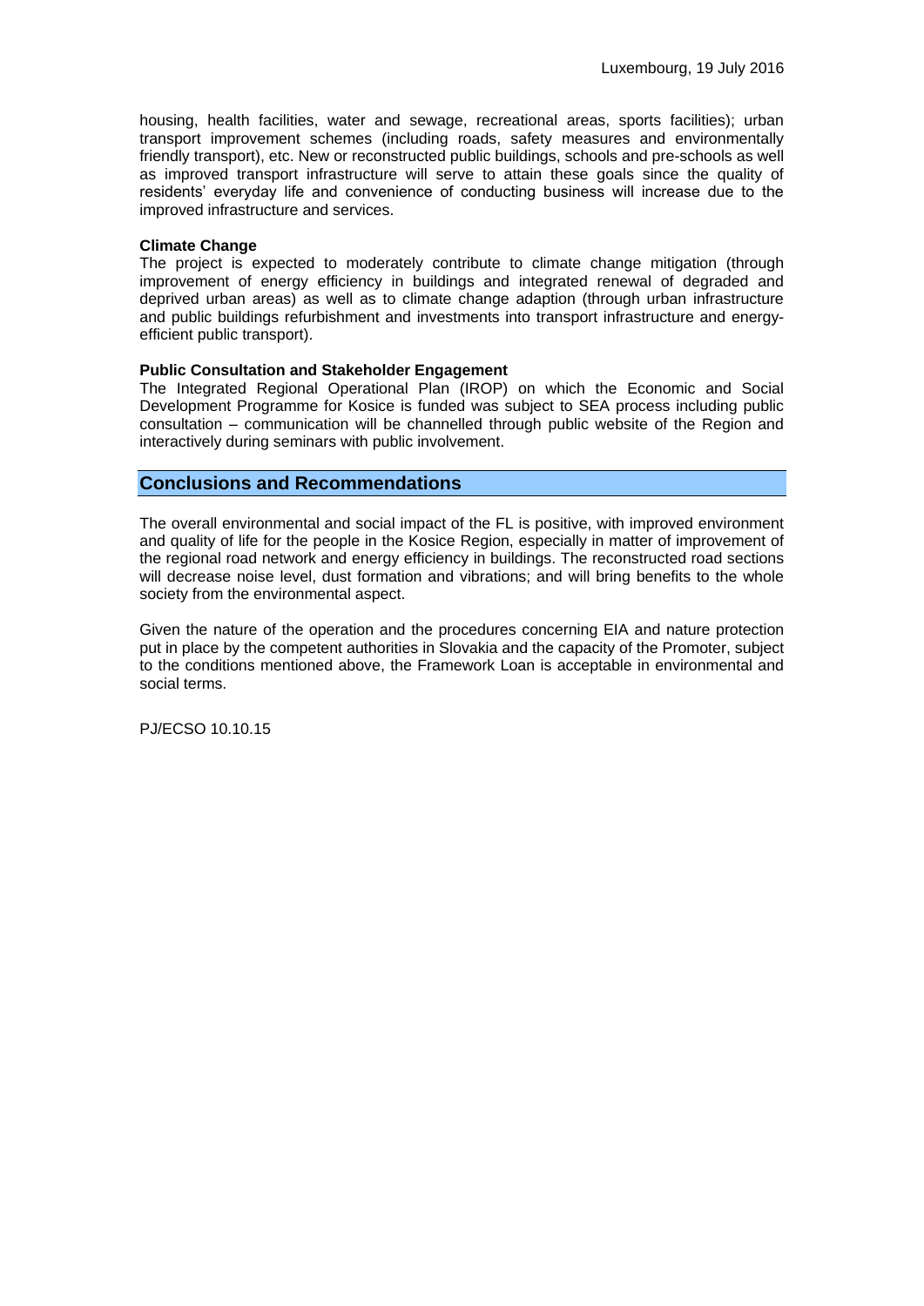housing, health facilities, water and sewage, recreational areas, sports facilities); urban transport improvement schemes (including roads, safety measures and environmentally friendly transport), etc. New or reconstructed public buildings, schools and pre-schools as well as improved transport infrastructure will serve to attain these goals since the quality of residents' everyday life and convenience of conducting business will increase due to the improved infrastructure and services.

**Climate Change**

The project is expected to moderately contribute to climate change mitigation (through improvement of energy efficiency in buildings and integrated renewal of degraded and deprived urban areas) as well as to climate change adaption (through urban infrastructure and public buildings refurbishment and investments into transport infrastructure and energy-efficient public transport).

**Public Consultation and Stakeholder Engagement**

The Integrated Regional Operational Plan (IROP) on which the Economic and Social Development Programme for Kosice is funded was subject to SEA process including public consultation – communication will be channelled through public website of the Region and interactively during seminars with public involvement.

## Conclusions and Recommendations

The overall environmental and social impact of the FL is positive, with improved environment and quality of life for the people in the Kosice Region, especially in matter of improvement of the regional road network and energy efficiency in buildings. The reconstructed road sections will decrease noise level, dust formation and vibrations; and will bring benefits to the whole society from the environmental aspect.

Given the nature of the operation and the procedures concerning EIA and nature protection put in place by the competent authorities in Slovakia and the capacity of the Promoter, subject to the conditions mentioned above, the Framework Loan is acceptable in environmental and social terms.

PJ/ECSO 10.10.15